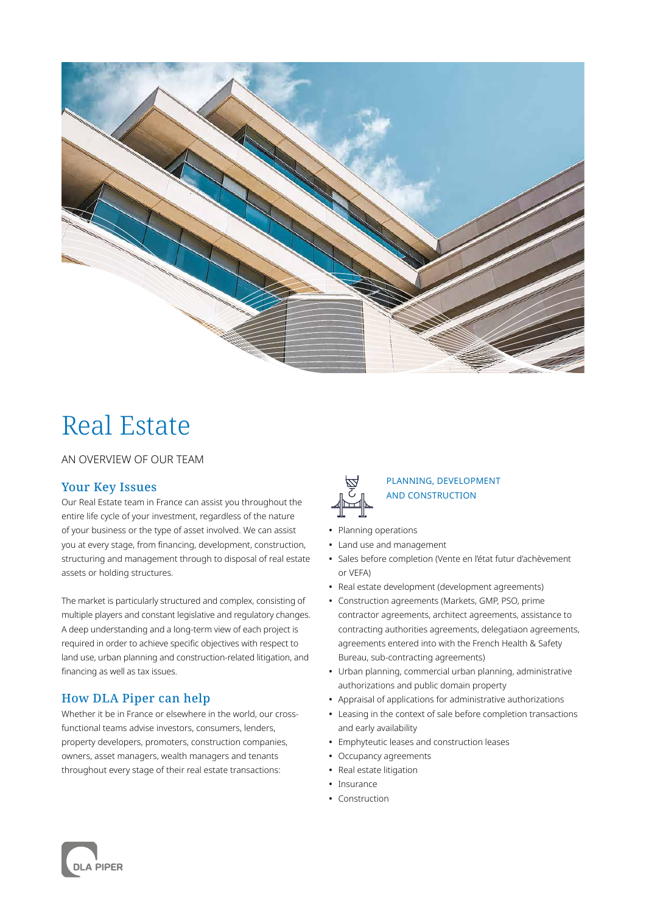# Real Estate

AN OVERVIEW OF OUR TEAM

## Your Key Issues

Our Real Estate team in France can assist you throughout the entire life cycle of your investment, regardless of the nature of your business or the type of asset involved. We can assist you at every stage, from financing, development, construction, structuring and management through to disposal of real estate assets or holding structures.

The market is particularly structured and complex, consisting of multiple players and constant legislative and regulatory changes. A deep understanding and a long-term view of each project is required in order to achieve specific objectives with respect to land use, urban planning and construction-related litigation, and financing as well as tax issues.

## How DLA Piper can help

Whether it be in France or elsewhere in the world, our cross-functional teams advise investors, consumers, lenders, property developers, promoters, construction companies, owners, asset managers, wealth managers and tenants throughout every stage of their real estate transactions:

### PLANNING, DEVELOPMENT AND CONSTRUCTION

- Planning operations
- Land use and management
- Sales before completion (Vente en l'état futur d'achèvement or VEFA)
- Real estate development (development agreements)
- Construction agreements (Markets, GMP, PSO, prime contractor agreements, architect agreements, assistance to contracting authorities agreements, delegatiaon agreements, agreements entered into with the French Health & Safety Bureau, sub-contracting agreements)
- Urban planning, commercial urban planning, administrative authorizations and public domain property
- Appraisal of applications for administrative authorizations
- Leasing in the context of sale before completion transactions and early availability
- Emphyteutic leases and construction leases
- Occupancy agreements
- Real estate litigation
- Insurance
- Construction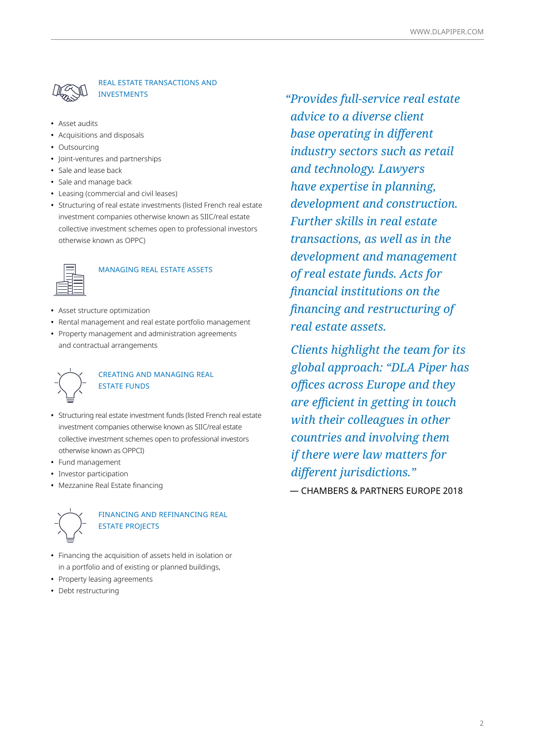## REAL ESTATE TRANSACTIONS AND INVESTMENTS

- Asset audits
- Acquisitions and disposals
- Outsourcing
- Joint-ventures and partnerships
- Sale and lease back
- Sale and manage back
- Leasing (commercial and civil leases)
- Structuring of real estate investments (listed French real estate investment companies otherwise known as SIIC/real estate collective investment schemes open to professional investors otherwise known as OPPC)

## MANAGING REAL ESTATE ASSETS

- Asset structure optimization
- Rental management and real estate portfolio management
- Property management and administration agreements and contractual arrangements

## CREATING AND MANAGING REAL ESTATE FUNDS

- Structuring real estate investment funds (listed French real estate investment companies otherwise known as SIIC/real estate collective investment schemes open to professional investors otherwise known as OPPCI)
- Fund management
- Investor participation
- Mezzanine Real Estate financing

## FINANCING AND REFINANCING REAL ESTATE PROJECTS

- Financing the acquisition of assets held in isolation or in a portfolio and of existing or planned buildings,
- Property leasing agreements
- Debt restructuring

*"Provides full-service real estate advice to a diverse client base operating in different industry sectors such as retail and technology. Lawyers have expertise in planning, development and construction. Further skills in real estate transactions, as well as in the development and management of real estate funds. Acts for financial institutions on the financing and restructuring of real estate assets.*

*Clients highlight the team for its global approach: "DLA Piper has offices across Europe and they are efficient in getting in touch with their colleagues in other countries and involving them if there were law matters for different jurisdictions."*

— CHAMBERS & PARTNERS EUROPE 2018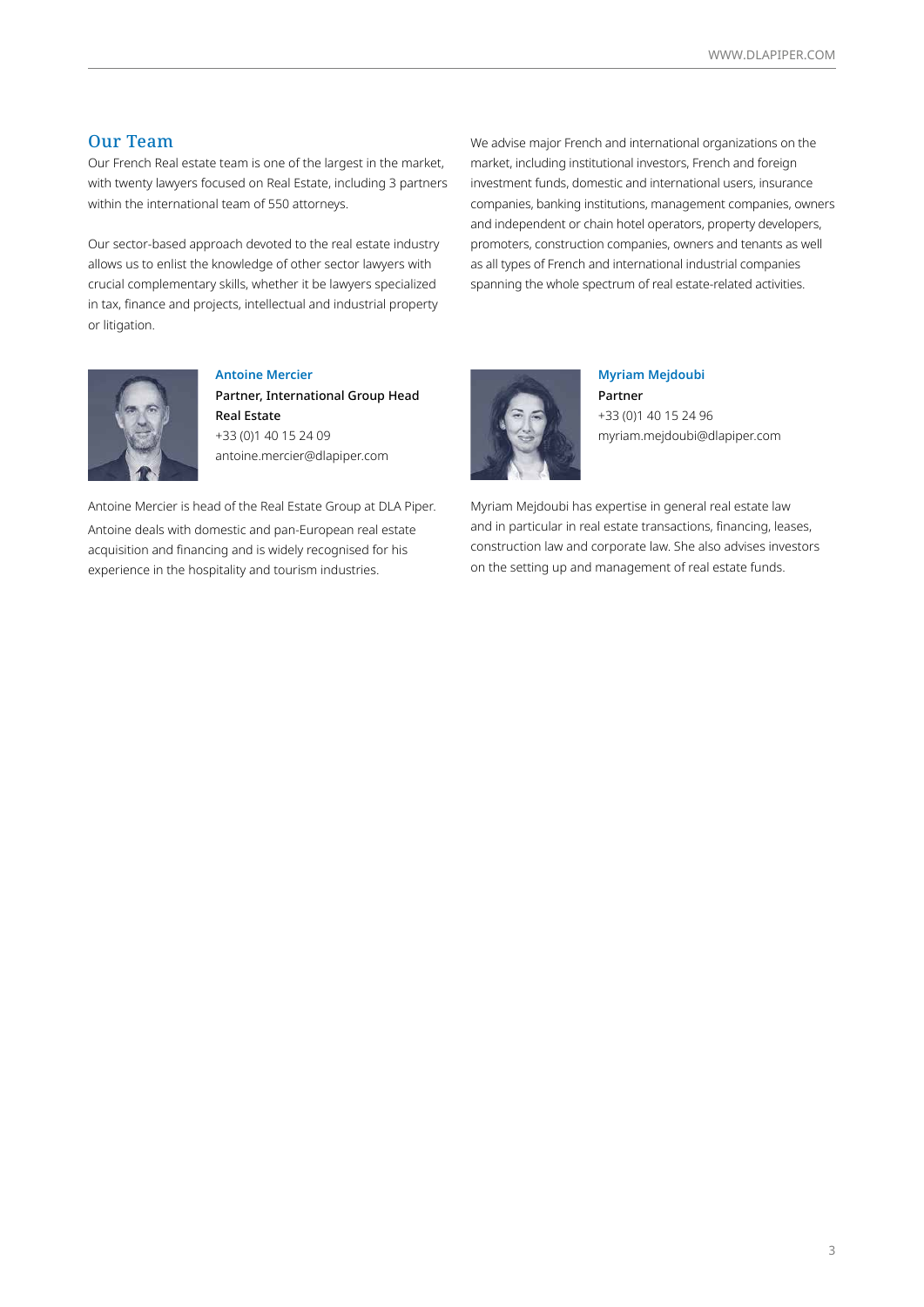## Our Team

Our French Real estate team is one of the largest in the market, with twenty lawyers focused on Real Estate, including 3 partners within the international team of 550 attorneys.

Our sector-based approach devoted to the real estate industry allows us to enlist the knowledge of other sector lawyers with crucial complementary skills, whether it be lawyers specialized in tax, finance and projects, intellectual and industrial property or litigation.

We advise major French and international organizations on the market, including institutional investors, French and foreign investment funds, domestic and international users, insurance companies, banking institutions, management companies, owners and independent or chain hotel operators, property developers, promoters, construction companies, owners and tenants as well as all types of French and international industrial companies spanning the whole spectrum of real estate-related activities.

**Antoine Mercier**
**Partner, International Group Head Real Estate**
+33 (0)1 40 15 24 09
antoine.mercier@dlapiper.com

Antoine Mercier is head of the Real Estate Group at DLA Piper. Antoine deals with domestic and pan-European real estate acquisition and financing and is widely recognised for his experience in the hospitality and tourism industries.

**Myriam Mejdoubi**
**Partner**
+33 (0)1 40 15 24 96
myriam.mejdoubi@dlapiper.com

Myriam Mejdoubi has expertise in general real estate law and in particular in real estate transactions, financing, leases, construction law and corporate law. She also advises investors on the setting up and management of real estate funds.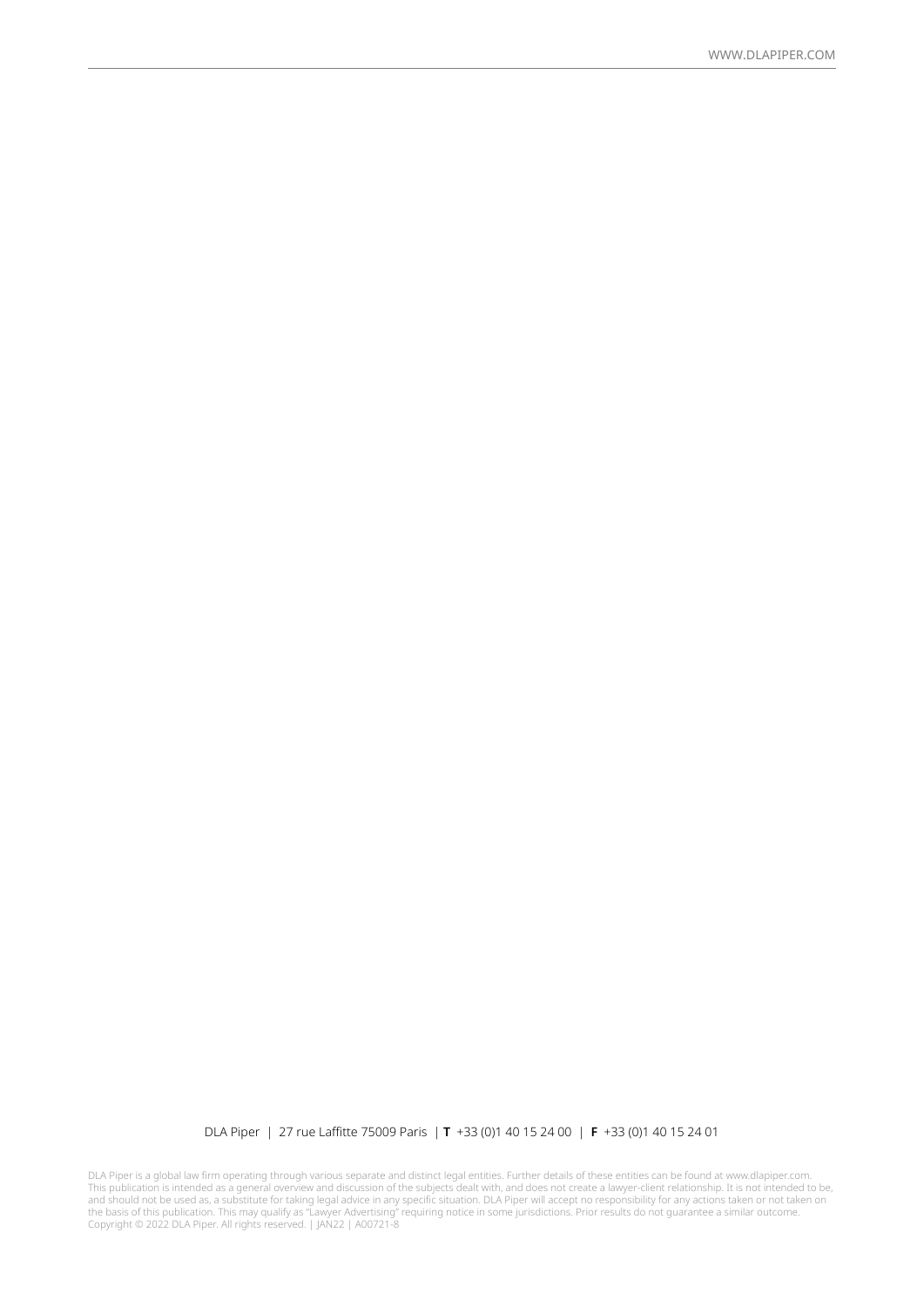DLA Piper | 27 rue Laffitte 75009 Paris | **T** +33 (0)1 40 15 24 00 | **F** +33 (0)1 40 15 24 01

DLA Piper is a global law firm operating through various separate and distinct legal entities. Further details of these entities can be found at www.dlapiper.com. This publication is intended as a general overview and discussion of the subjects dealt with, and does not create a lawyer-client relationship. It is not intended to be, and should not be used as, a substitute for taking legal advice in any specific situation. DLA Piper will accept no responsibility for any actions taken or not taken on the basis of this publication. This may qualify as "Lawyer Advertising" requiring notice in some jurisdictions. Prior results do not guarantee a similar outcome. Copyright © 2022 DLA Piper. All rights reserved. | JAN22 | A00721-8